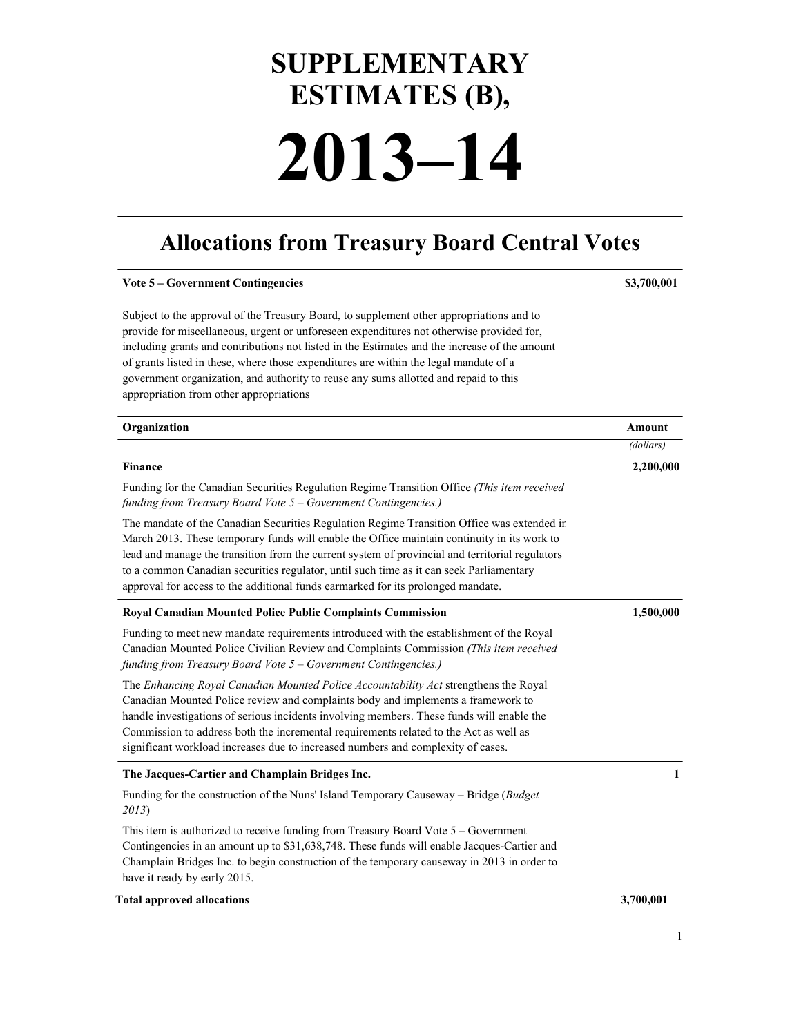# SUPPLEMENTARY ESTIMATES (B),

# 2013–14

## Allocations from Treasury Board Central Votes

**Vote 5 – Government Contingencies** **$3,700,001**

Subject to the approval of the Treasury Board, to supplement other appropriations and to provide for miscellaneous, urgent or unforeseen expenditures not otherwise provided for, including grants and contributions not listed in the Estimates and the increase of the amount of grants listed in these, where those expenditures are within the legal mandate of a government organization, and authority to reuse any sums allotted and repaid to this appropriation from other appropriations

| Organization | Amount<br>*(dollars)* |
|---|---|
| **Finance** | **2,200,000** |
| Funding for the Canadian Securities Regulation Regime Transition Office *(This item received funding from Treasury Board Vote 5 – Government Contingencies.)* | |
| The mandate of the Canadian Securities Regulation Regime Transition Office was extended ir March 2013. These temporary funds will enable the Office maintain continuity in its work to lead and manage the transition from the current system of provincial and territorial regulators to a common Canadian securities regulator, until such time as it can seek Parliamentary approval for access to the additional funds earmarked for its prolonged mandate. | |
| **Royal Canadian Mounted Police Public Complaints Commission** | **1,500,000** |
| Funding to meet new mandate requirements introduced with the establishment of the Royal Canadian Mounted Police Civilian Review and Complaints Commission *(This item received funding from Treasury Board Vote 5 – Government Contingencies.)* | |
| The *Enhancing Royal Canadian Mounted Police Accountability Act* strengthens the Royal Canadian Mounted Police review and complaints body and implements a framework to handle investigations of serious incidents involving members. These funds will enable the Commission to address both the incremental requirements related to the Act as well as significant workload increases due to increased numbers and complexity of cases. | |
| **The Jacques-Cartier and Champlain Bridges Inc.** | **1** |
| Funding for the construction of the Nuns' Island Temporary Causeway – Bridge (*Budget 2013*) | |
| This item is authorized to receive funding from Treasury Board Vote 5 – Government Contingencies in an amount up to $31,638,748. These funds will enable Jacques-Cartier and Champlain Bridges Inc. to begin construction of the temporary causeway in 2013 in order to have it ready by early 2015. | |
| **Total approved allocations** | **3,700,001** |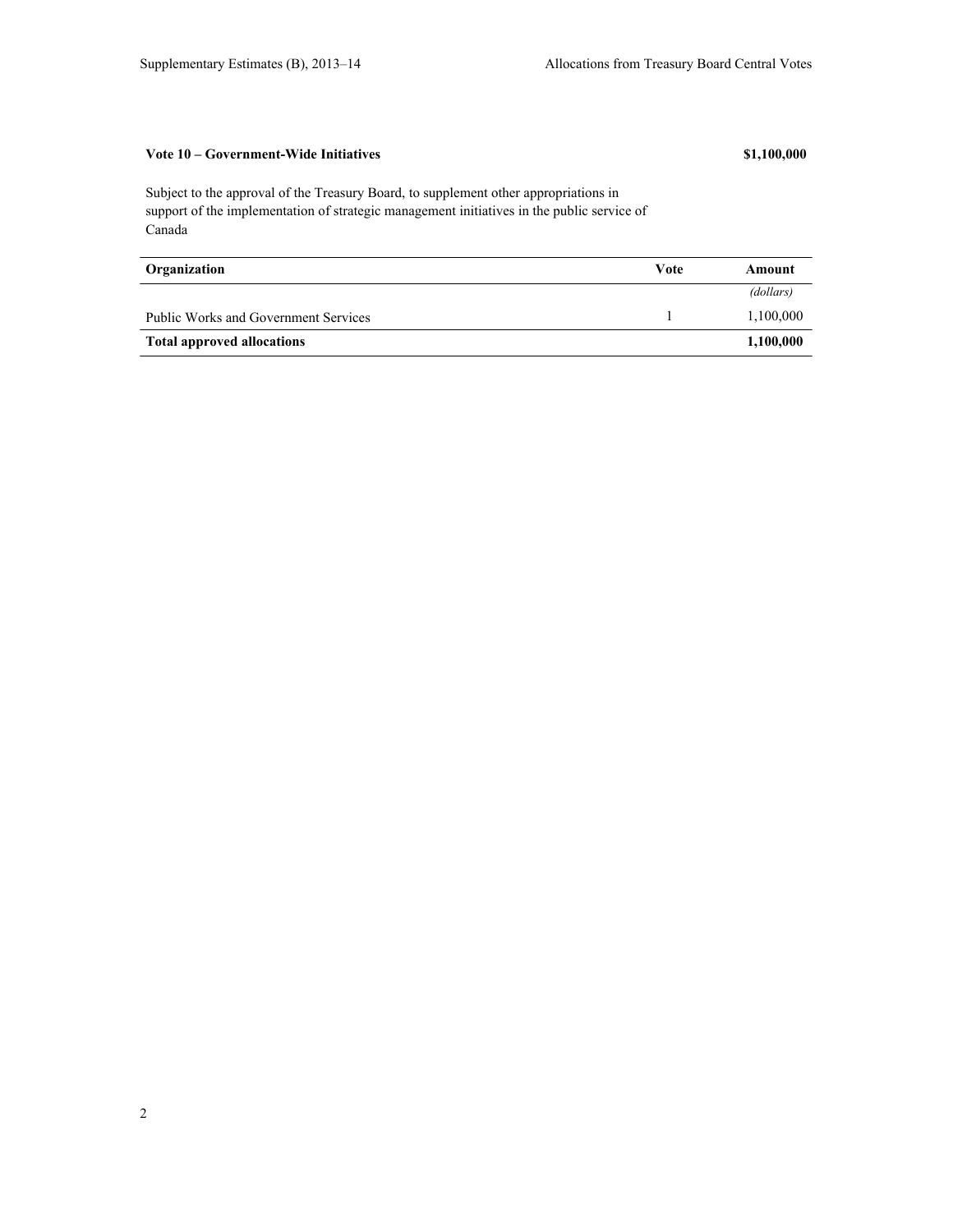## Vote 10 – Government-Wide Initiatives $1,100,000

Subject to the approval of the Treasury Board, to supplement other appropriations in support of the implementation of strategic management initiatives in the public service of Canada

| Organization | Vote | Amount |
|---|---|---|
| | | *(dollars)* |
| Public Works and Government Services | 1 | 1,100,000 |
| **Total approved allocations** | | **1,100,000** |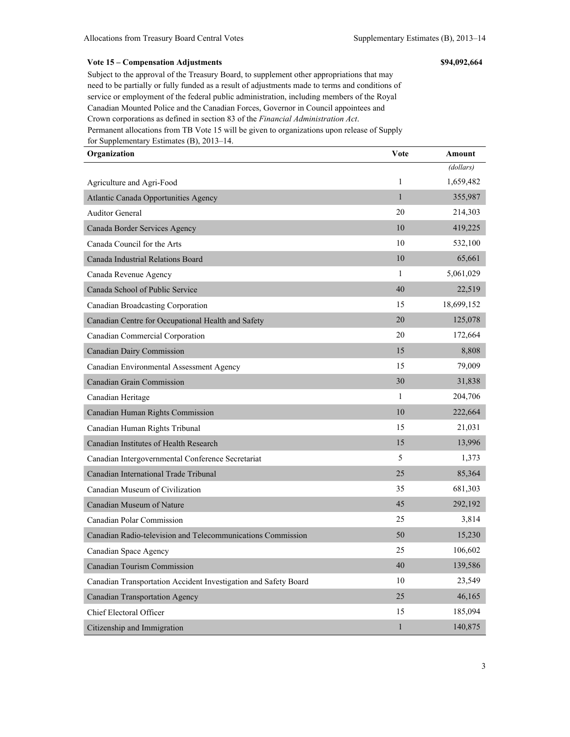**Vote 15 – Compensation Adjustments** **$94,092,664**

Subject to the approval of the Treasury Board, to supplement other appropriations that may need to be partially or fully funded as a result of adjustments made to terms and conditions of service or employment of the federal public administration, including members of the Royal Canadian Mounted Police and the Canadian Forces, Governor in Council appointees and Crown corporations as defined in section 83 of the *Financial Administration Act*. Permanent allocations from TB Vote 15 will be given to organizations upon release of Supply for Supplementary Estimates (B), 2013–14.

| Organization | Vote | Amount |
|---|---|---|
| | | *(dollars)* |
| Agriculture and Agri-Food | 1 | 1,659,482 |
| Atlantic Canada Opportunities Agency | 1 | 355,987 |
| Auditor General | 20 | 214,303 |
| Canada Border Services Agency | 10 | 419,225 |
| Canada Council for the Arts | 10 | 532,100 |
| Canada Industrial Relations Board | 10 | 65,661 |
| Canada Revenue Agency | 1 | 5,061,029 |
| Canada School of Public Service | 40 | 22,519 |
| Canadian Broadcasting Corporation | 15 | 18,699,152 |
| Canadian Centre for Occupational Health and Safety | 20 | 125,078 |
| Canadian Commercial Corporation | 20 | 172,664 |
| Canadian Dairy Commission | 15 | 8,808 |
| Canadian Environmental Assessment Agency | 15 | 79,009 |
| Canadian Grain Commission | 30 | 31,838 |
| Canadian Heritage | 1 | 204,706 |
| Canadian Human Rights Commission | 10 | 222,664 |
| Canadian Human Rights Tribunal | 15 | 21,031 |
| Canadian Institutes of Health Research | 15 | 13,996 |
| Canadian Intergovernmental Conference Secretariat | 5 | 1,373 |
| Canadian International Trade Tribunal | 25 | 85,364 |
| Canadian Museum of Civilization | 35 | 681,303 |
| Canadian Museum of Nature | 45 | 292,192 |
| Canadian Polar Commission | 25 | 3,814 |
| Canadian Radio-television and Telecommunications Commission | 50 | 15,230 |
| Canadian Space Agency | 25 | 106,602 |
| Canadian Tourism Commission | 40 | 139,586 |
| Canadian Transportation Accident Investigation and Safety Board | 10 | 23,549 |
| Canadian Transportation Agency | 25 | 46,165 |
| Chief Electoral Officer | 15 | 185,094 |
| Citizenship and Immigration | 1 | 140,875 |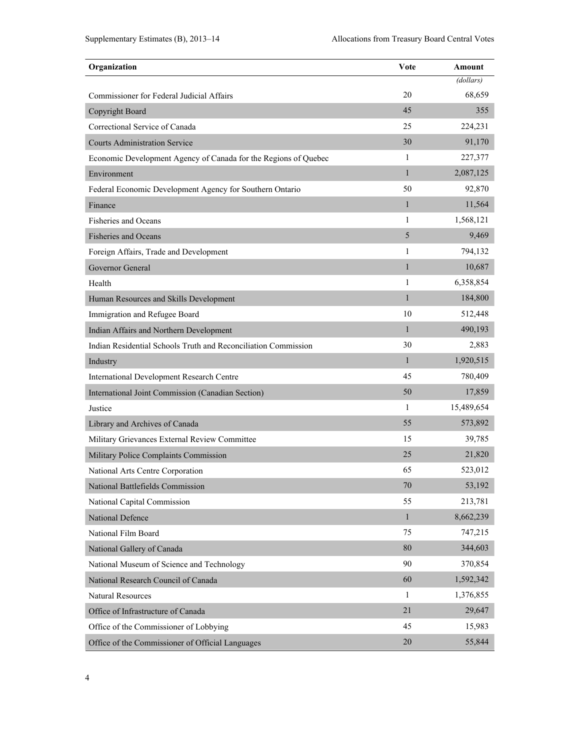| Organization | Vote | Amount |
| --- | --- | --- |
| | | *(dollars)* |
| Commissioner for Federal Judicial Affairs | 20 | 68,659 |
| Copyright Board | 45 | 355 |
| Correctional Service of Canada | 25 | 224,231 |
| Courts Administration Service | 30 | 91,170 |
| Economic Development Agency of Canada for the Regions of Quebec | 1 | 227,377 |
| Environment | 1 | 2,087,125 |
| Federal Economic Development Agency for Southern Ontario | 50 | 92,870 |
| Finance | 1 | 11,564 |
| Fisheries and Oceans | 1 | 1,568,121 |
| Fisheries and Oceans | 5 | 9,469 |
| Foreign Affairs, Trade and Development | 1 | 794,132 |
| Governor General | 1 | 10,687 |
| Health | 1 | 6,358,854 |
| Human Resources and Skills Development | 1 | 184,800 |
| Immigration and Refugee Board | 10 | 512,448 |
| Indian Affairs and Northern Development | 1 | 490,193 |
| Indian Residential Schools Truth and Reconciliation Commission | 30 | 2,883 |
| Industry | 1 | 1,920,515 |
| International Development Research Centre | 45 | 780,409 |
| International Joint Commission (Canadian Section) | 50 | 17,859 |
| Justice | 1 | 15,489,654 |
| Library and Archives of Canada | 55 | 573,892 |
| Military Grievances External Review Committee | 15 | 39,785 |
| Military Police Complaints Commission | 25 | 21,820 |
| National Arts Centre Corporation | 65 | 523,012 |
| National Battlefields Commission | 70 | 53,192 |
| National Capital Commission | 55 | 213,781 |
| National Defence | 1 | 8,662,239 |
| National Film Board | 75 | 747,215 |
| National Gallery of Canada | 80 | 344,603 |
| National Museum of Science and Technology | 90 | 370,854 |
| National Research Council of Canada | 60 | 1,592,342 |
| Natural Resources | 1 | 1,376,855 |
| Office of Infrastructure of Canada | 21 | 29,647 |
| Office of the Commissioner of Lobbying | 45 | 15,983 |
| Office of the Commissioner of Official Languages | 20 | 55,844 |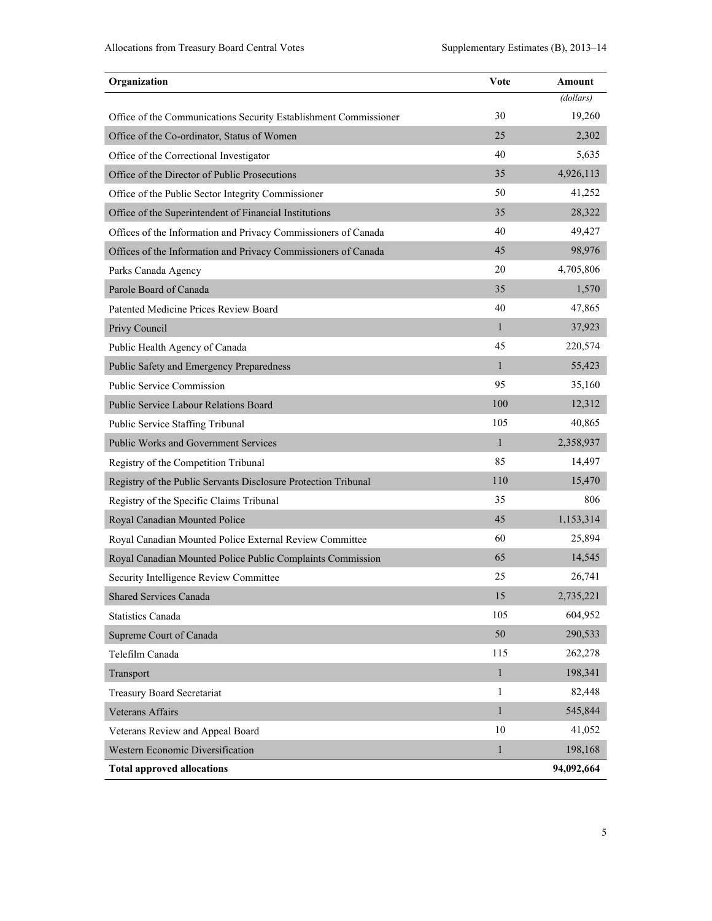| Organization | Vote | Amount |
| --- | --- | --- |
| | | *(dollars)* |
| Office of the Communications Security Establishment Commissioner | 30 | 19,260 |
| Office of the Co-ordinator, Status of Women | 25 | 2,302 |
| Office of the Correctional Investigator | 40 | 5,635 |
| Office of the Director of Public Prosecutions | 35 | 4,926,113 |
| Office of the Public Sector Integrity Commissioner | 50 | 41,252 |
| Office of the Superintendent of Financial Institutions | 35 | 28,322 |
| Offices of the Information and Privacy Commissioners of Canada | 40 | 49,427 |
| Offices of the Information and Privacy Commissioners of Canada | 45 | 98,976 |
| Parks Canada Agency | 20 | 4,705,806 |
| Parole Board of Canada | 35 | 1,570 |
| Patented Medicine Prices Review Board | 40 | 47,865 |
| Privy Council | 1 | 37,923 |
| Public Health Agency of Canada | 45 | 220,574 |
| Public Safety and Emergency Preparedness | 1 | 55,423 |
| Public Service Commission | 95 | 35,160 |
| Public Service Labour Relations Board | 100 | 12,312 |
| Public Service Staffing Tribunal | 105 | 40,865 |
| Public Works and Government Services | 1 | 2,358,937 |
| Registry of the Competition Tribunal | 85 | 14,497 |
| Registry of the Public Servants Disclosure Protection Tribunal | 110 | 15,470 |
| Registry of the Specific Claims Tribunal | 35 | 806 |
| Royal Canadian Mounted Police | 45 | 1,153,314 |
| Royal Canadian Mounted Police External Review Committee | 60 | 25,894 |
| Royal Canadian Mounted Police Public Complaints Commission | 65 | 14,545 |
| Security Intelligence Review Committee | 25 | 26,741 |
| Shared Services Canada | 15 | 2,735,221 |
| Statistics Canada | 105 | 604,952 |
| Supreme Court of Canada | 50 | 290,533 |
| Telefilm Canada | 115 | 262,278 |
| Transport | 1 | 198,341 |
| Treasury Board Secretariat | 1 | 82,448 |
| Veterans Affairs | 1 | 545,844 |
| Veterans Review and Appeal Board | 10 | 41,052 |
| Western Economic Diversification | 1 | 198,168 |
| **Total approved allocations** | | **94,092,664** |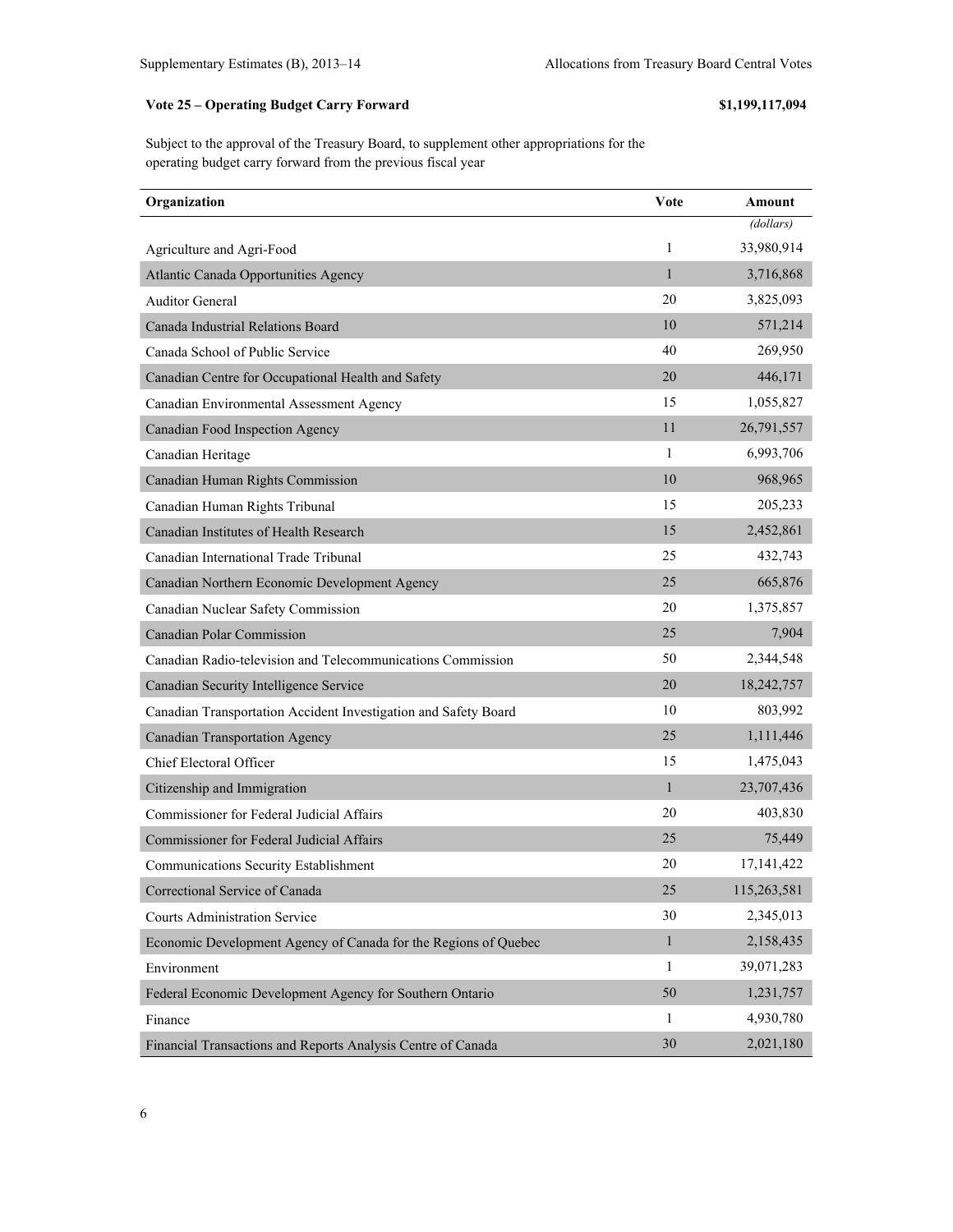**Vote 25 – Operating Budget Carry Forward** **$1,199,117,094**

Subject to the approval of the Treasury Board, to supplement other appropriations for the operating budget carry forward from the previous fiscal year

| Organization | Vote | Amount |
|---|---|---|
| | | *(dollars)* |
| Agriculture and Agri-Food | 1 | 33,980,914 |
| Atlantic Canada Opportunities Agency | 1 | 3,716,868 |
| Auditor General | 20 | 3,825,093 |
| Canada Industrial Relations Board | 10 | 571,214 |
| Canada School of Public Service | 40 | 269,950 |
| Canadian Centre for Occupational Health and Safety | 20 | 446,171 |
| Canadian Environmental Assessment Agency | 15 | 1,055,827 |
| Canadian Food Inspection Agency | 11 | 26,791,557 |
| Canadian Heritage | 1 | 6,993,706 |
| Canadian Human Rights Commission | 10 | 968,965 |
| Canadian Human Rights Tribunal | 15 | 205,233 |
| Canadian Institutes of Health Research | 15 | 2,452,861 |
| Canadian International Trade Tribunal | 25 | 432,743 |
| Canadian Northern Economic Development Agency | 25 | 665,876 |
| Canadian Nuclear Safety Commission | 20 | 1,375,857 |
| Canadian Polar Commission | 25 | 7,904 |
| Canadian Radio-television and Telecommunications Commission | 50 | 2,344,548 |
| Canadian Security Intelligence Service | 20 | 18,242,757 |
| Canadian Transportation Accident Investigation and Safety Board | 10 | 803,992 |
| Canadian Transportation Agency | 25 | 1,111,446 |
| Chief Electoral Officer | 15 | 1,475,043 |
| Citizenship and Immigration | 1 | 23,707,436 |
| Commissioner for Federal Judicial Affairs | 20 | 403,830 |
| Commissioner for Federal Judicial Affairs | 25 | 75,449 |
| Communications Security Establishment | 20 | 17,141,422 |
| Correctional Service of Canada | 25 | 115,263,581 |
| Courts Administration Service | 30 | 2,345,013 |
| Economic Development Agency of Canada for the Regions of Quebec | 1 | 2,158,435 |
| Environment | 1 | 39,071,283 |
| Federal Economic Development Agency for Southern Ontario | 50 | 1,231,757 |
| Finance | 1 | 4,930,780 |
| Financial Transactions and Reports Analysis Centre of Canada | 30 | 2,021,180 |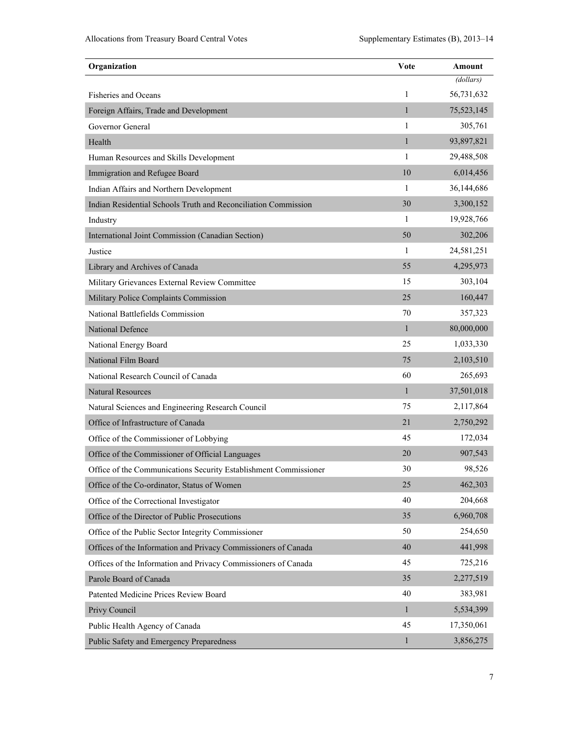| Organization | Vote | Amount |
|---|---|---|
| | | *(dollars)* |
| Fisheries and Oceans | 1 | 56,731,632 |
| Foreign Affairs, Trade and Development | 1 | 75,523,145 |
| Governor General | 1 | 305,761 |
| Health | 1 | 93,897,821 |
| Human Resources and Skills Development | 1 | 29,488,508 |
| Immigration and Refugee Board | 10 | 6,014,456 |
| Indian Affairs and Northern Development | 1 | 36,144,686 |
| Indian Residential Schools Truth and Reconciliation Commission | 30 | 3,300,152 |
| Industry | 1 | 19,928,766 |
| International Joint Commission (Canadian Section) | 50 | 302,206 |
| Justice | 1 | 24,581,251 |
| Library and Archives of Canada | 55 | 4,295,973 |
| Military Grievances External Review Committee | 15 | 303,104 |
| Military Police Complaints Commission | 25 | 160,447 |
| National Battlefields Commission | 70 | 357,323 |
| National Defence | 1 | 80,000,000 |
| National Energy Board | 25 | 1,033,330 |
| National Film Board | 75 | 2,103,510 |
| National Research Council of Canada | 60 | 265,693 |
| Natural Resources | 1 | 37,501,018 |
| Natural Sciences and Engineering Research Council | 75 | 2,117,864 |
| Office of Infrastructure of Canada | 21 | 2,750,292 |
| Office of the Commissioner of Lobbying | 45 | 172,034 |
| Office of the Commissioner of Official Languages | 20 | 907,543 |
| Office of the Communications Security Establishment Commissioner | 30 | 98,526 |
| Office of the Co-ordinator, Status of Women | 25 | 462,303 |
| Office of the Correctional Investigator | 40 | 204,668 |
| Office of the Director of Public Prosecutions | 35 | 6,960,708 |
| Office of the Public Sector Integrity Commissioner | 50 | 254,650 |
| Offices of the Information and Privacy Commissioners of Canada | 40 | 441,998 |
| Offices of the Information and Privacy Commissioners of Canada | 45 | 725,216 |
| Parole Board of Canada | 35 | 2,277,519 |
| Patented Medicine Prices Review Board | 40 | 383,981 |
| Privy Council | 1 | 5,534,399 |
| Public Health Agency of Canada | 45 | 17,350,061 |
| Public Safety and Emergency Preparedness | 1 | 3,856,275 |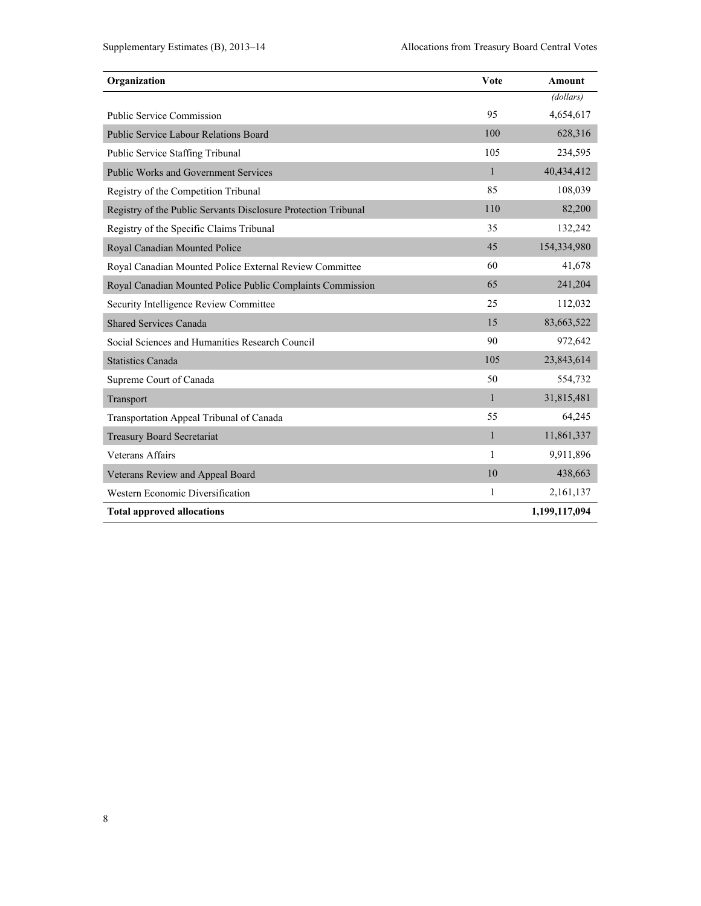| Organization | Vote | Amount |
|---|---|---|
| | | *(dollars)* |
| Public Service Commission | 95 | 4,654,617 |
| Public Service Labour Relations Board | 100 | 628,316 |
| Public Service Staffing Tribunal | 105 | 234,595 |
| Public Works and Government Services | 1 | 40,434,412 |
| Registry of the Competition Tribunal | 85 | 108,039 |
| Registry of the Public Servants Disclosure Protection Tribunal | 110 | 82,200 |
| Registry of the Specific Claims Tribunal | 35 | 132,242 |
| Royal Canadian Mounted Police | 45 | 154,334,980 |
| Royal Canadian Mounted Police External Review Committee | 60 | 41,678 |
| Royal Canadian Mounted Police Public Complaints Commission | 65 | 241,204 |
| Security Intelligence Review Committee | 25 | 112,032 |
| Shared Services Canada | 15 | 83,663,522 |
| Social Sciences and Humanities Research Council | 90 | 972,642 |
| Statistics Canada | 105 | 23,843,614 |
| Supreme Court of Canada | 50 | 554,732 |
| Transport | 1 | 31,815,481 |
| Transportation Appeal Tribunal of Canada | 55 | 64,245 |
| Treasury Board Secretariat | 1 | 11,861,337 |
| Veterans Affairs | 1 | 9,911,896 |
| Veterans Review and Appeal Board | 10 | 438,663 |
| Western Economic Diversification | 1 | 2,161,137 |
| **Total approved allocations** | | **1,199,117,094** |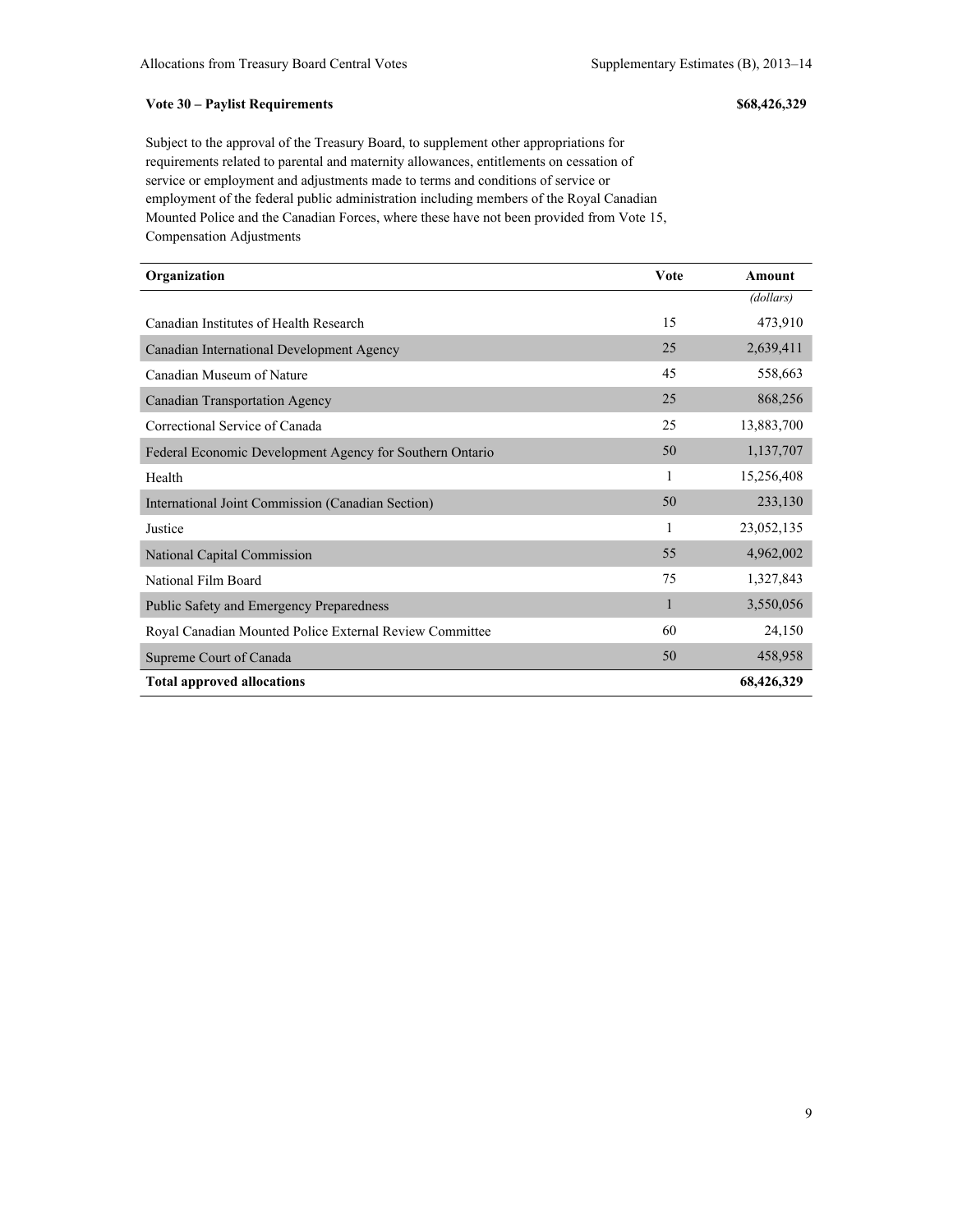**Vote 30 – Paylist Requirements** **$68,426,329**

Subject to the approval of the Treasury Board, to supplement other appropriations for requirements related to parental and maternity allowances, entitlements on cessation of service or employment and adjustments made to terms and conditions of service or employment of the federal public administration including members of the Royal Canadian Mounted Police and the Canadian Forces, where these have not been provided from Vote 15, Compensation Adjustments

| Organization | Vote | Amount |
|---|---|---|
| | | *(dollars)* |
| Canadian Institutes of Health Research | 15 | 473,910 |
| Canadian International Development Agency | 25 | 2,639,411 |
| Canadian Museum of Nature | 45 | 558,663 |
| Canadian Transportation Agency | 25 | 868,256 |
| Correctional Service of Canada | 25 | 13,883,700 |
| Federal Economic Development Agency for Southern Ontario | 50 | 1,137,707 |
| Health | 1 | 15,256,408 |
| International Joint Commission (Canadian Section) | 50 | 233,130 |
| Justice | 1 | 23,052,135 |
| National Capital Commission | 55 | 4,962,002 |
| National Film Board | 75 | 1,327,843 |
| Public Safety and Emergency Preparedness | 1 | 3,550,056 |
| Royal Canadian Mounted Police External Review Committee | 60 | 24,150 |
| Supreme Court of Canada | 50 | 458,958 |
| **Total approved allocations** | | **68,426,329** |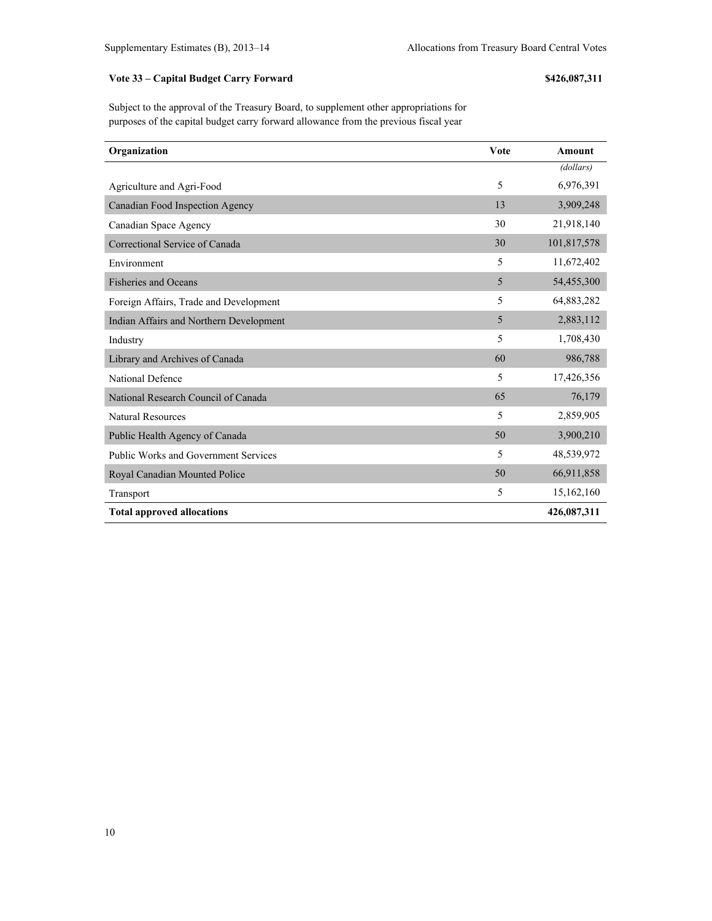**Vote 33 – Capital Budget Carry Forward** **$426,087,311**

Subject to the approval of the Treasury Board, to supplement other appropriations for purposes of the capital budget carry forward allowance from the previous fiscal year

| Organization | Vote | Amount |
|---|---|---|
| | | *(dollars)* |
| Agriculture and Agri-Food | 5 | 6,976,391 |
| Canadian Food Inspection Agency | 13 | 3,909,248 |
| Canadian Space Agency | 30 | 21,918,140 |
| Correctional Service of Canada | 30 | 101,817,578 |
| Environment | 5 | 11,672,402 |
| Fisheries and Oceans | 5 | 54,455,300 |
| Foreign Affairs, Trade and Development | 5 | 64,883,282 |
| Indian Affairs and Northern Development | 5 | 2,883,112 |
| Industry | 5 | 1,708,430 |
| Library and Archives of Canada | 60 | 986,788 |
| National Defence | 5 | 17,426,356 |
| National Research Council of Canada | 65 | 76,179 |
| Natural Resources | 5 | 2,859,905 |
| Public Health Agency of Canada | 50 | 3,900,210 |
| Public Works and Government Services | 5 | 48,539,972 |
| Royal Canadian Mounted Police | 50 | 66,911,858 |
| Transport | 5 | 15,162,160 |
| **Total approved allocations** | | **426,087,311** |